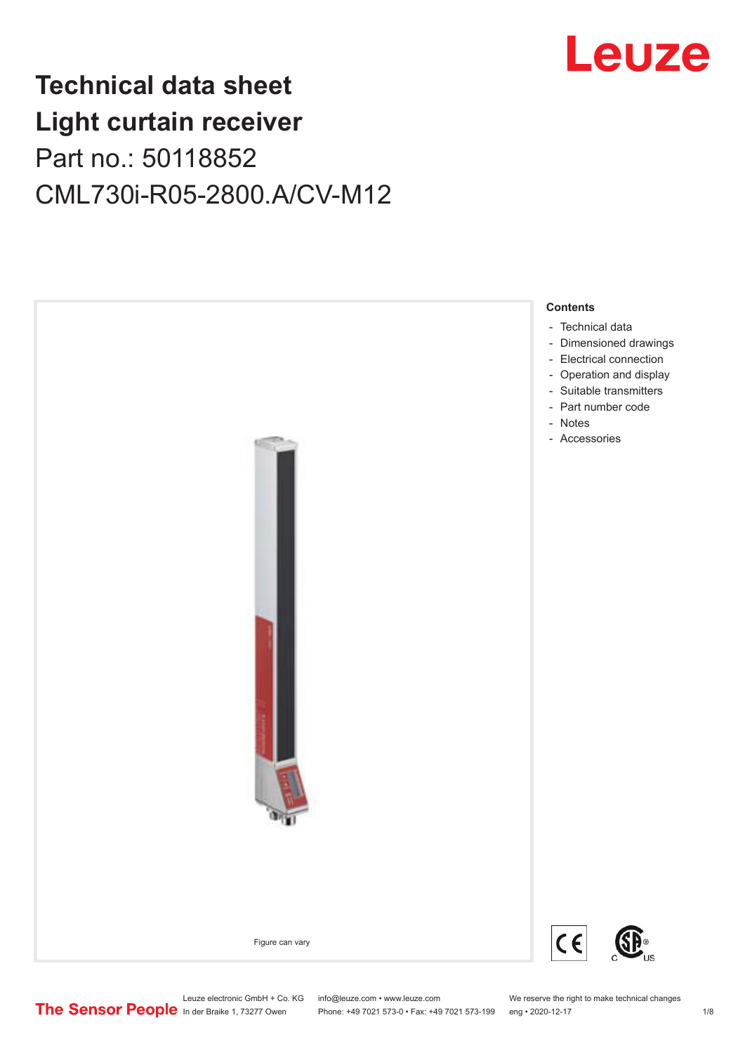# Technical data sheet
# Light curtain receiver

Part no.: 50118852

CML730i-R05-2800.A/CV-M12

Figure can vary

**Contents**

- Technical data
- Dimensioned drawings
- Electrical connection
- Operation and display
- Suitable transmitters
- Part number code
- Notes
- Accessories

Leuze electronic GmbH + Co. KG
In der Braike 1, 73277 Owen

info@leuze.com • www.leuze.com
Phone: +49 7021 573-0 • Fax: +49 7021 573-199

We reserve the right to make technical changes
eng • 2020-12-17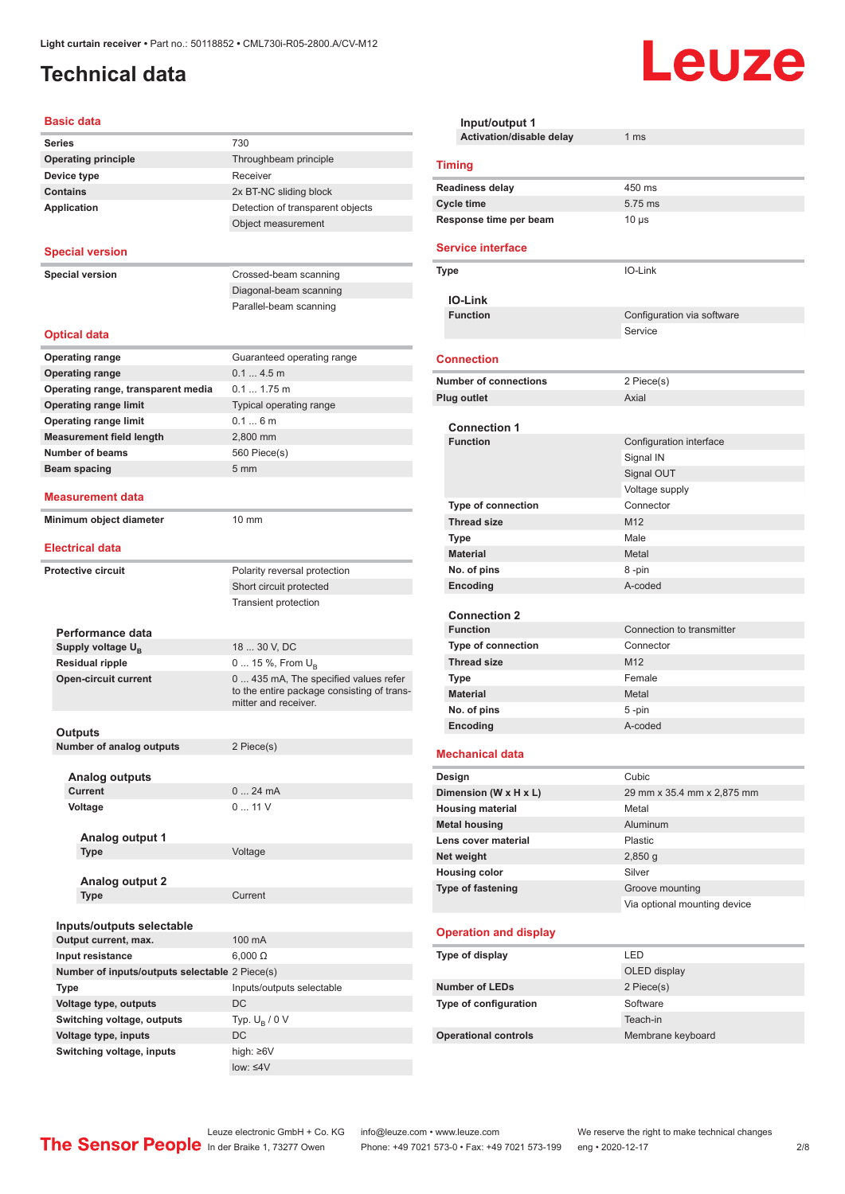# Technical data

## Basic data

| | |
|---|---|
| **Series** | 730 |
| **Operating principle** | Throughbeam principle |
| **Device type** | Receiver |
| **Contains** | 2x BT-NC sliding block |
| **Application** | Detection of transparent objects |
| | Object measurement |

## Special version

| | |
|---|---|
| **Special version** | Crossed-beam scanning |
| | Diagonal-beam scanning |
| | Parallel-beam scanning |

## Optical data

| | |
|---|---|
| **Operating range** | Guaranteed operating range |
| **Operating range** | 0.1 ... 4.5 m |
| **Operating range, transparent media** | 0.1 ... 1.75 m |
| **Operating range limit** | Typical operating range |
| **Operating range limit** | 0.1 ... 6 m |
| **Measurement field length** | 2,800 mm |
| **Number of beams** | 560 Piece(s) |
| **Beam spacing** | 5 mm |

## Measurement data

| | |
|---|---|
| **Minimum object diameter** | 10 mm |

## Electrical data

| | |
|---|---|
| **Protective circuit** | Polarity reversal protection |
| | Short circuit protected |
| | Transient protection |

### Performance data

| | |
|---|---|
| **Supply voltage $U_B$** | 18 ... 30 V, DC |
| **Residual ripple** | 0 ... 15 %, From $U_B$ |
| **Open-circuit current** | 0 ... 435 mA, The specified values refer to the entire package consisting of transmitter and receiver. |

### Outputs

| | |
|---|---|
| **Number of analog outputs** | 2 Piece(s) |

#### Analog outputs

| | |
|---|---|
| **Current** | 0 ... 24 mA |
| **Voltage** | 0 ... 11 V |

##### Analog output 1

| | |
|---|---|
| **Type** | Voltage |

##### Analog output 2

| | |
|---|---|
| **Type** | Current |

### Inputs/outputs selectable

| | |
|---|---|
| **Output current, max.** | 100 mA |
| **Input resistance** | 6,000 Ω |
| **Number of inputs/outputs selectable** | 2 Piece(s) |
| **Type** | Inputs/outputs selectable |
| **Voltage type, outputs** | DC |
| **Switching voltage, outputs** | Typ. $U_B$ / 0 V |
| **Voltage type, inputs** | DC |
| **Switching voltage, inputs** | high: ≥6V |
| | low: ≤4V |

### Input/output 1

| | |
|---|---|
| **Activation/disable delay** | 1 ms |

## Timing

| | |
|---|---|
| **Readiness delay** | 450 ms |
| **Cycle time** | 5.75 ms |
| **Response time per beam** | 10 μs |

## Service interface

| | |
|---|---|
| **Type** | IO-Link |

### IO-Link

| | |
|---|---|
| **Function** | Configuration via software |
| | Service |

## Connection

| | |
|---|---|
| **Number of connections** | 2 Piece(s) |
| **Plug outlet** | Axial |

### Connection 1

| | |
|---|---|
| **Function** | Configuration interface |
| | Signal IN |
| | Signal OUT |
| | Voltage supply |
| **Type of connection** | Connector |
| **Thread size** | M12 |
| **Type** | Male |
| **Material** | Metal |
| **No. of pins** | 8 -pin |
| **Encoding** | A-coded |

### Connection 2

| | |
|---|---|
| **Function** | Connection to transmitter |
| **Type of connection** | Connector |
| **Thread size** | M12 |
| **Type** | Female |
| **Material** | Metal |
| **No. of pins** | 5 -pin |
| **Encoding** | A-coded |

## Mechanical data

| | |
|---|---|
| **Design** | Cubic |
| **Dimension (W x H x L)** | 29 mm x 35.4 mm x 2,875 mm |
| **Housing material** | Metal |
| **Metal housing** | Aluminum |
| **Lens cover material** | Plastic |
| **Net weight** | 2,850 g |
| **Housing color** | Silver |
| **Type of fastening** | Groove mounting |
| | Via optional mounting device |

## Operation and display

| | |
|---|---|
| **Type of display** | LED |
| | OLED display |
| **Number of LEDs** | 2 Piece(s) |
| **Type of configuration** | Software |
| | Teach-in |
| **Operational controls** | Membrane keyboard |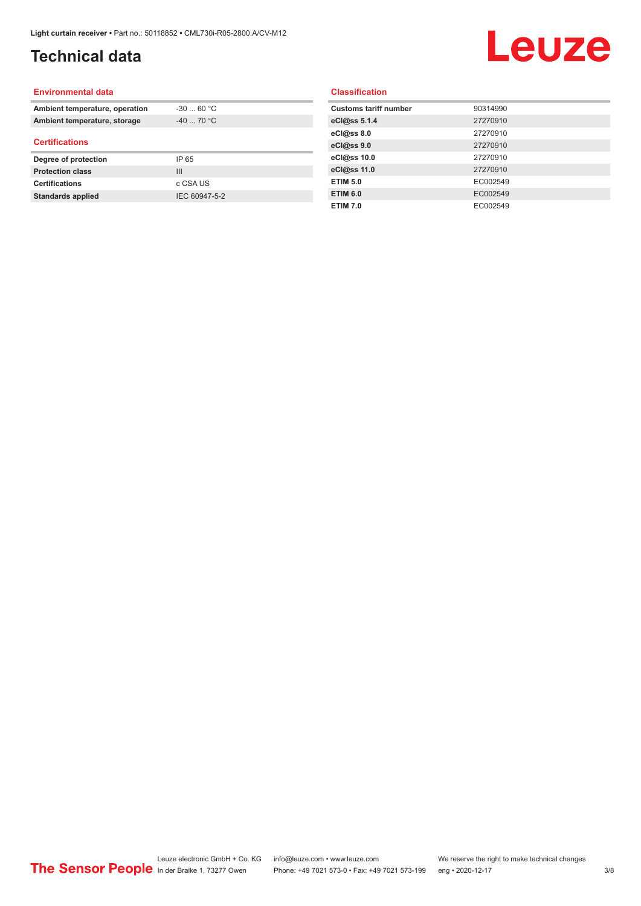# Technical data

## Environmental data

| | |
|---|---|
| **Ambient temperature, operation** | -30 ... 60 °C |
| **Ambient temperature, storage** | -40 ... 70 °C |

## Certifications

| | |
|---|---|
| **Degree of protection** | IP 65 |
| **Protection class** | III |
| **Certifications** | c CSA US |
| **Standards applied** | IEC 60947-5-2 |

## Classification

| | |
|---|---|
| **Customs tariff number** | 90314990 |
| **eCl@ss 5.1.4** | 27270910 |
| **eCl@ss 8.0** | 27270910 |
| **eCl@ss 9.0** | 27270910 |
| **eCl@ss 10.0** | 27270910 |
| **eCl@ss 11.0** | 27270910 |
| **ETIM 5.0** | EC002549 |
| **ETIM 6.0** | EC002549 |
| **ETIM 7.0** | EC002549 |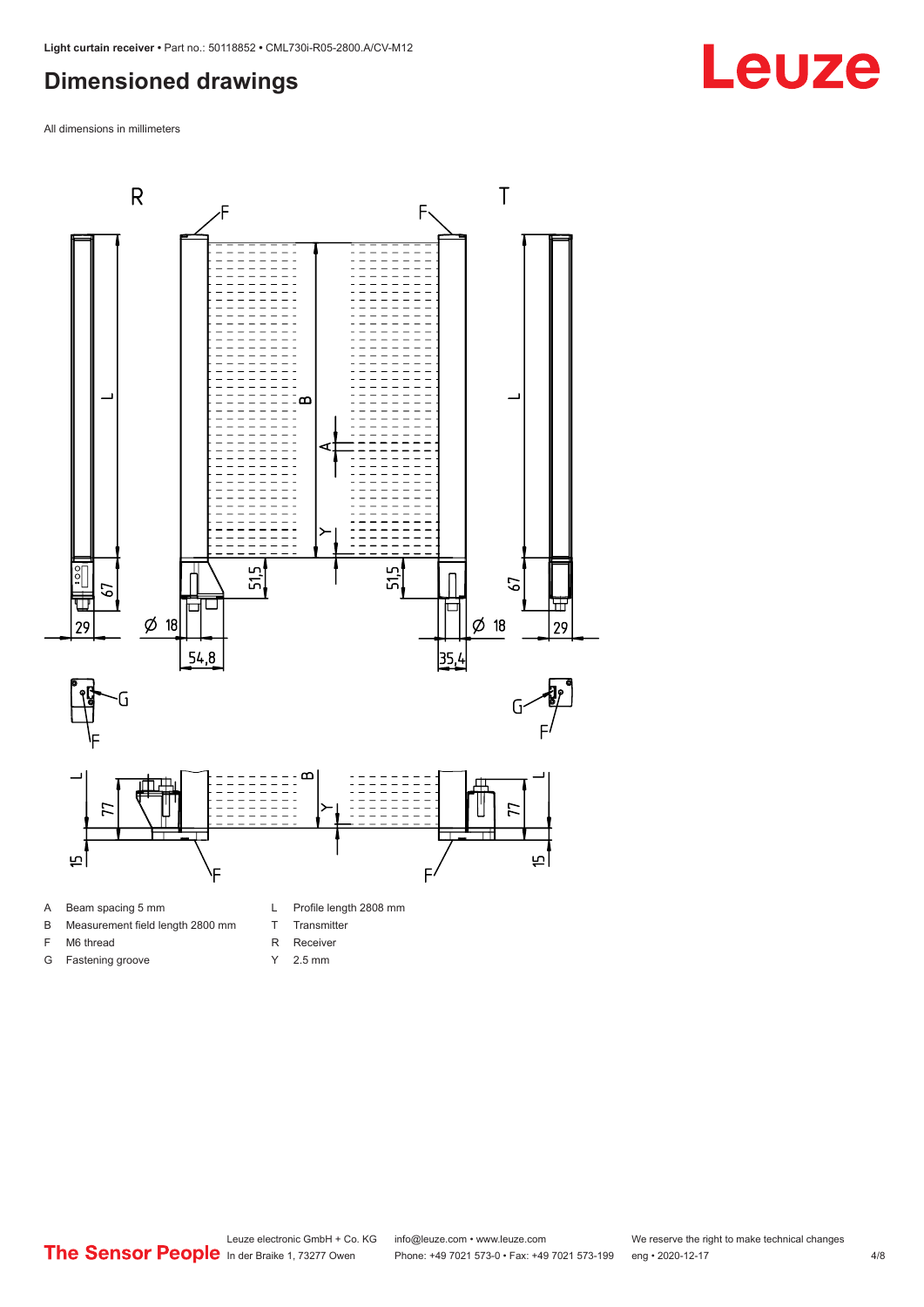## Dimensioned drawings

All dimensions in millimeters

| | | | |
|---|---|---|---|
| A | Beam spacing 5 mm | L | Profile length 2808 mm |
| B | Measurement field length 2800 mm | T | Transmitter |
| F | M6 thread | R | Receiver |
| G | Fastening groove | Y | 2.5 mm |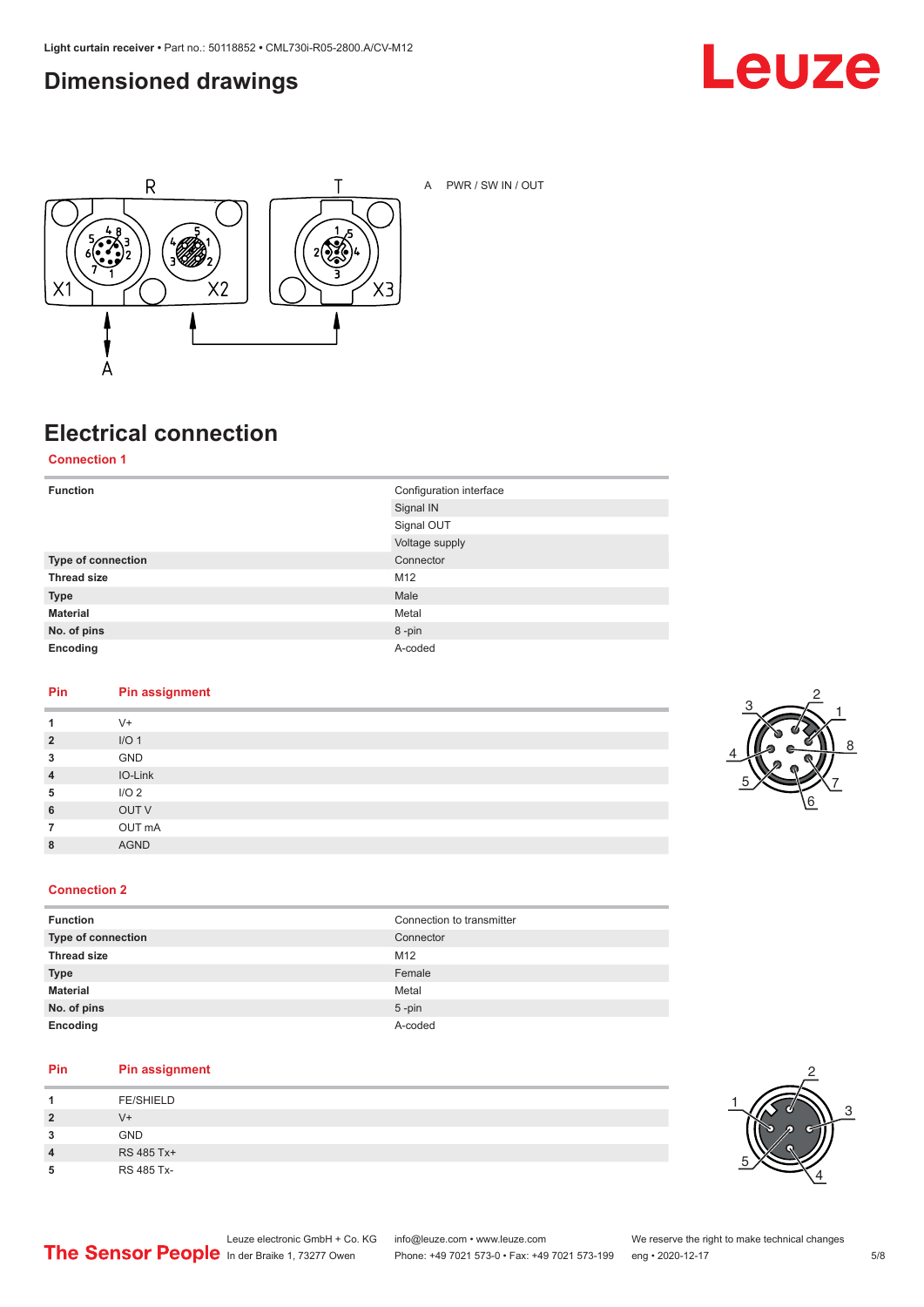# Dimensioned drawings

A PWR / SW IN / OUT

# Electrical connection

## Connection 1

| | |
|---|---|
| **Function** | Configuration interface |
| | Signal IN |
| | Signal OUT |
| | Voltage supply |
| **Type of connection** | Connector |
| **Thread size** | M12 |
| **Type** | Male |
| **Material** | Metal |
| **No. of pins** | 8 -pin |
| **Encoding** | A-coded |

| Pin | Pin assignment |
|---|---|
| **1** | V+ |
| **2** | I/O 1 |
| **3** | GND |
| **4** | IO-Link |
| **5** | I/O 2 |
| **6** | OUT V |
| **7** | OUT mA |
| **8** | AGND |

## Connection 2

| | |
|---|---|
| **Function** | Connection to transmitter |
| **Type of connection** | Connector |
| **Thread size** | M12 |
| **Type** | Female |
| **Material** | Metal |
| **No. of pins** | 5 -pin |
| **Encoding** | A-coded |

| Pin | Pin assignment |
|---|---|
| **1** | FE/SHIELD |
| **2** | V+ |
| **3** | GND |
| **4** | RS 485 Tx+ |
| **5** | RS 485 Tx- |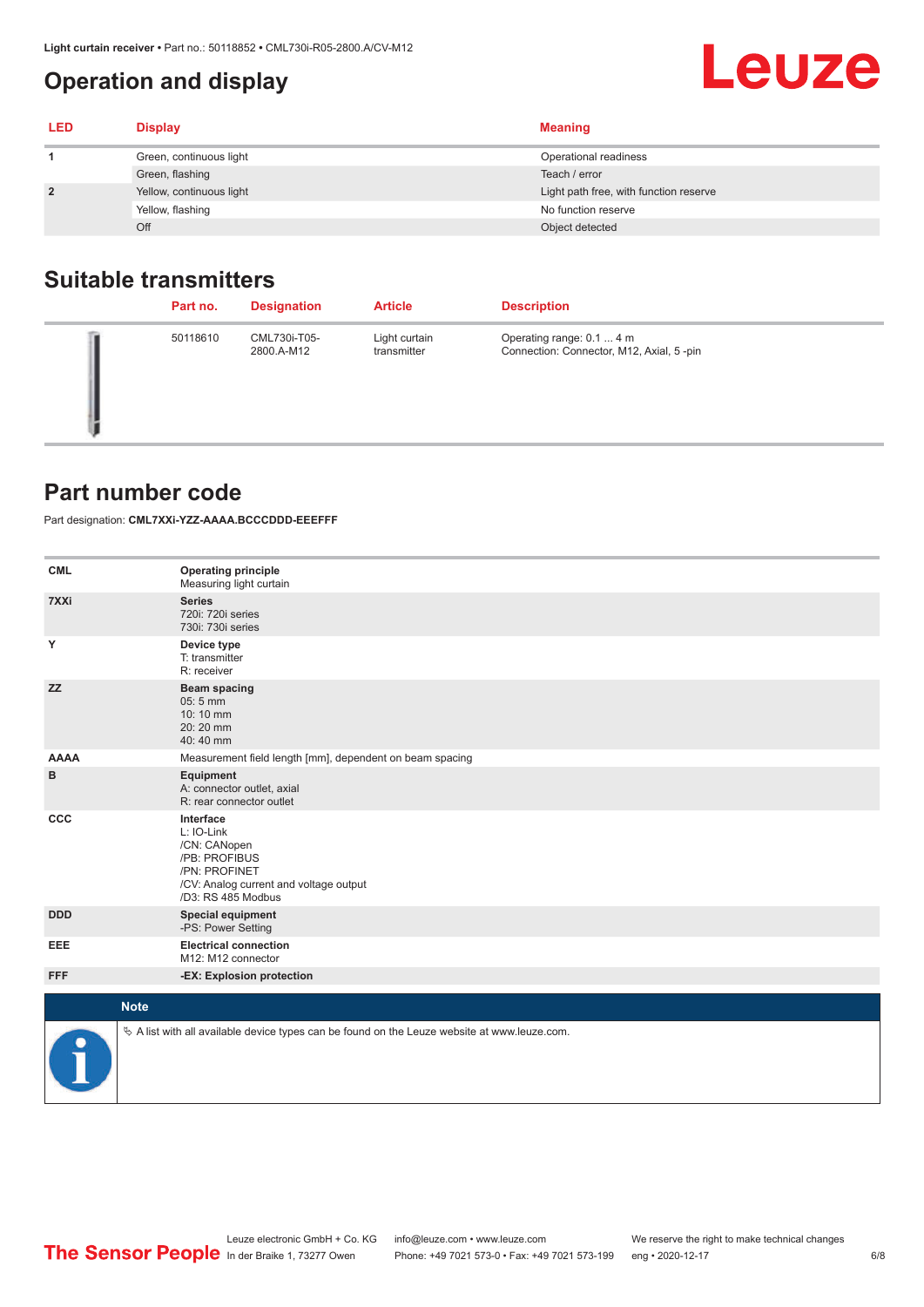## Operation and display

| LED | Display | Meaning |
|---|---|---|
| 1 | Green, continuous light | Operational readiness |
| | Green, flashing | Teach / error |
| 2 | Yellow, continuous light | Light path free, with function reserve |
| | Yellow, flashing | No function reserve |
| | Off | Object detected |

## Suitable transmitters

| Part no. | Designation | Article | Description |
|---|---|---|---|
| 50118610 | CML730i-T05-2800.A-M12 | Light curtain transmitter | Operating range: 0.1 ... 4 m<br>Connection: Connector, M12, Axial, 5 -pin |

## Part number code

Part designation: **CML7XXi-YZZ-AAAA.BCCCDDD-EEEFFF**

| | |
|---|---|
| **CML** | **Operating principle**<br>Measuring light curtain |
| **7XXi** | **Series**<br>720i: 720i series<br>730i: 730i series |
| **Y** | **Device type**<br>T: transmitter<br>R: receiver |
| **ZZ** | **Beam spacing**<br>05: 5 mm<br>10: 10 mm<br>20: 20 mm<br>40: 40 mm |
| **AAAA** | Measurement field length [mm], dependent on beam spacing |
| **B** | **Equipment**<br>A: connector outlet, axial<br>R: rear connector outlet |
| **CCC** | **Interface**<br>L: IO-Link<br>/CN: CANopen<br>/PB: PROFIBUS<br>/PN: PROFINET<br>/CV: Analog current and voltage output<br>/D3: RS 485 Modbus |
| **DDD** | **Special equipment**<br>-PS: Power Setting |
| **EEE** | **Electrical connection**<br>M12: M12 connector |
| **FFF** | **-EX: Explosion protection** |

**Note**

↳ A list with all available device types can be found on the Leuze website at www.leuze.com.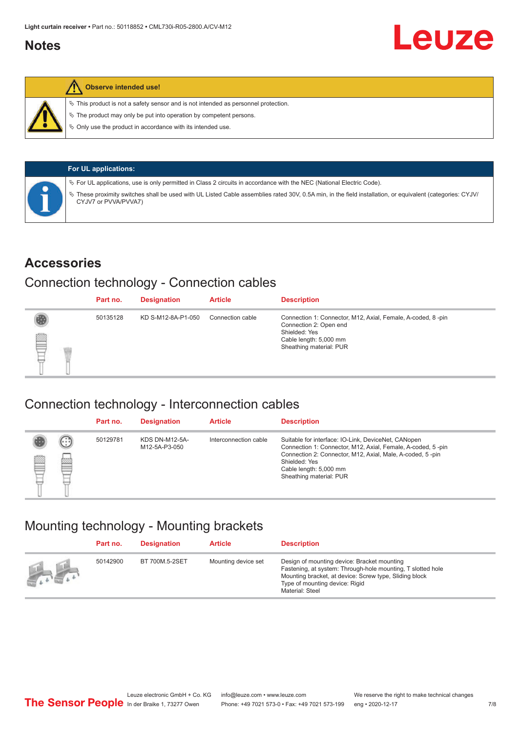## Notes

**Observe intended use!**

- ✎ This product is not a safety sensor and is not intended as personnel protection.
- ✎ The product may only be put into operation by competent persons.
- ✎ Only use the product in accordance with its intended use.

**For UL applications:**

- ✎ For UL applications, use is only permitted in Class 2 circuits in accordance with the NEC (National Electric Code).
- ✎ These proximity switches shall be used with UL Listed Cable assemblies rated 30V, 0.5A min, in the field installation, or equivalent (categories: CYJV/CYJV7 or PVVA/PVVA7)

## Accessories

### Connection technology - Connection cables

| Part no. | Designation | Article | Description |
|---|---|---|---|
| 50135128 | KD S-M12-8A-P1-050 | Connection cable | Connection 1: Connector, M12, Axial, Female, A-coded, 8 -pin<br>Connection 2: Open end<br>Shielded: Yes<br>Cable length: 5,000 mm<br>Sheathing material: PUR |

### Connection technology - Interconnection cables

| Part no. | Designation | Article | Description |
|---|---|---|---|
| 50129781 | KDS DN-M12-5A-M12-5A-P3-050 | Interconnection cable | Suitable for interface: IO-Link, DeviceNet, CANopen<br>Connection 1: Connector, M12, Axial, Female, A-coded, 5 -pin<br>Connection 2: Connector, M12, Axial, Male, A-coded, 5 -pin<br>Shielded: Yes<br>Cable length: 5,000 mm<br>Sheathing material: PUR |

### Mounting technology - Mounting brackets

| Part no. | Designation | Article | Description |
|---|---|---|---|
| 50142900 | BT 700M.5-2SET | Mounting device set | Design of mounting device: Bracket mounting<br>Fastening, at system: Through-hole mounting, T slotted hole<br>Mounting bracket, at device: Screw type, Sliding block<br>Type of mounting device: Rigid<br>Material: Steel |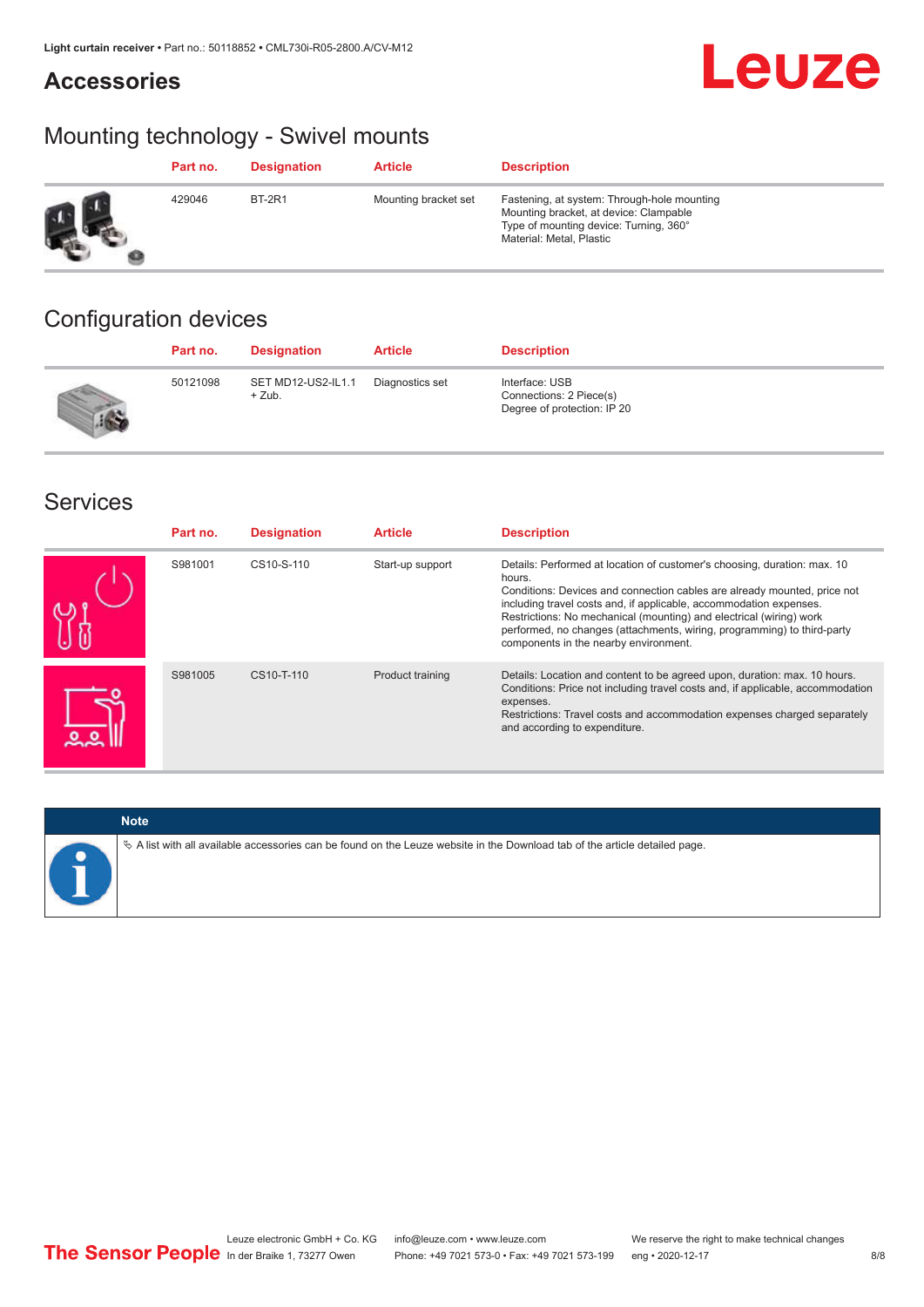## Accessories

### Mounting technology - Swivel mounts

| | Part no. | Designation | Article | Description |
|---|---|---|---|---|
| | 429046 | BT-2R1 | Mounting bracket set | Fastening, at system: Through-hole mounting<br>Mounting bracket, at device: Clampable<br>Type of mounting device: Turning, 360°<br>Material: Metal, Plastic |

### Configuration devices

| | Part no. | Designation | Article | Description |
|---|---|---|---|---|
| | 50121098 | SET MD12-US2-IL1.1 + Zub. | Diagnostics set | Interface: USB<br>Connections: 2 Piece(s)<br>Degree of protection: IP 20 |

### Services

| | Part no. | Designation | Article | Description |
|---|---|---|---|---|
| | S981001 | CS10-S-110 | Start-up support | Details: Performed at location of customer's choosing, duration: max. 10 hours.<br>Conditions: Devices and connection cables are already mounted, price not including travel costs and, if applicable, accommodation expenses.<br>Restrictions: No mechanical (mounting) and electrical (wiring) work performed, no changes (attachments, wiring, programming) to third-party components in the nearby environment. |
| | S981005 | CS10-T-110 | Product training | Details: Location and content to be agreed upon, duration: max. 10 hours.<br>Conditions: Price not including travel costs and, if applicable, accommodation expenses.<br>Restrictions: Travel costs and accommodation expenses charged separately and according to expenditure. |

**Note**

A list with all available accessories can be found on the Leuze website in the Download tab of the article detailed page.